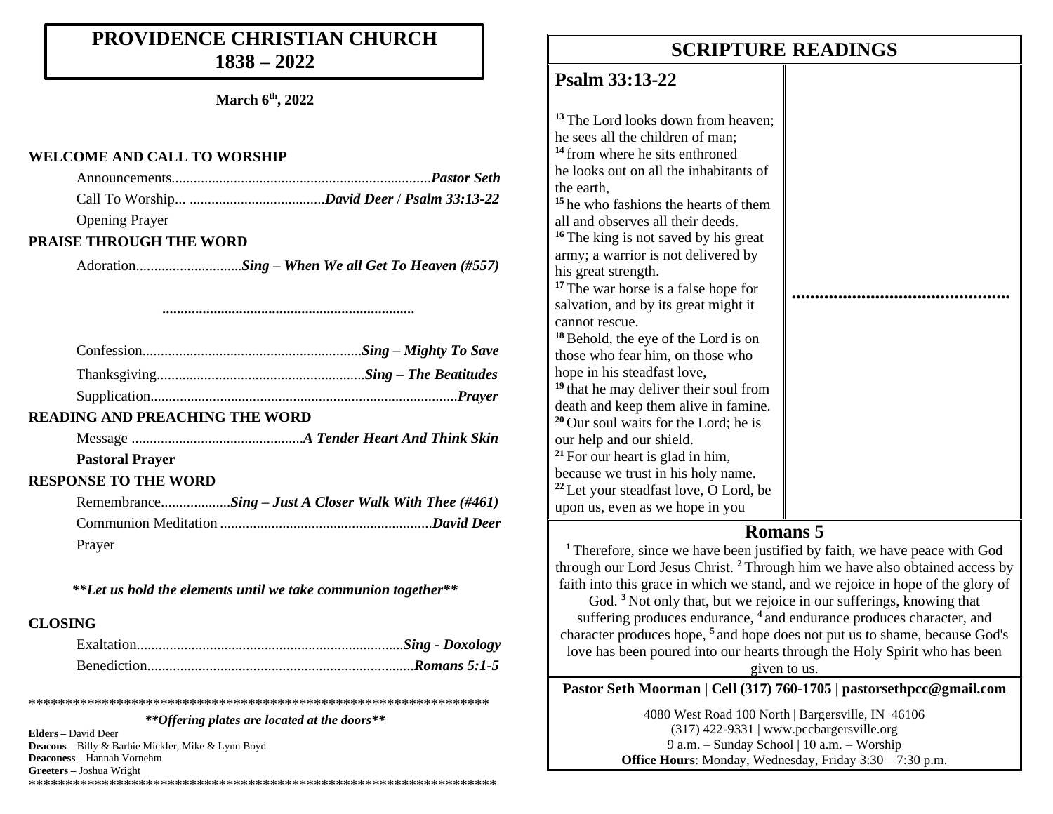# PROVIDENCE CHRISTIAN CHURCH
# 1838 – 2022

**March 6th, 2022**

**WELCOME AND CALL TO WORSHIP**

Announcements...................................................................... ***Pastor Seth***
Call To Worship... ..................................... ***David Deer*** / ***Psalm 33:13-22***
Opening Prayer

**PRAISE THROUGH THE WORD**

Adoration............................ ***Sing – When We all Get To Heaven (#557)***

.....................................................................

Confession........................................................... ***Sing – Mighty To Save***
Thanksgiving......................................................... ***Sing – The Beatitudes***
Supplication................................................................................... ***Prayer***

**READING AND PREACHING THE WORD**

Message ............................................... ***A Tender Heart And Think Skin***
**Pastoral Prayer**

**RESPONSE TO THE WORD**

Remembrance.................. ***Sing – Just A Closer Walk With Thee (#461)***
Communion Meditation .......................................................... ***David Deer***
Prayer

***\*\*Let us hold the elements until we take communion together\*\****

**CLOSING**

Exaltation........................................................................ ***Sing - Doxology***
Benediction......................................................................... ***Romans 5:1-5***

\*\*\*\*\*\*\*\*\*\*\*\*\*\*\*\*\*\*\*\*\*\*\*\*\*\*\*\*\*\*\*\*\*\*\*\*\*\*\*\*\*\*\*\*\*\*\*\*\*\*\*\*\*\*\*\*\*\*\*\*\*\*\*\*

***\*\*Offering plates are located at the doors\*\****

**Elders –** David Deer
**Deacons –** Billy & Barbie Mickler, Mike & Lynn Boyd
**Deaconess –** Hannah Vornehm
**Greeters –** Joshua Wright

\*\*\*\*\*\*\*\*\*\*\*\*\*\*\*\*\*\*\*\*\*\*\*\*\*\*\*\*\*\*\*\*\*\*\*\*\*\*\*\*\*\*\*\*\*\*\*\*\*\*\*\*\*\*\*\*\*\*\*\*\*\*\*\*

## SCRIPTURE READINGS

### Psalm 33:13-22

[13] The Lord looks down from heaven; he sees all the children of man;
[14] from where he sits enthroned he looks out on all the inhabitants of the earth,
[15] he who fashions the hearts of them all and observes all their deeds.
[16] The king is not saved by his great army; a warrior is not delivered by his great strength.
[17] The war horse is a false hope for salvation, and by its great might it cannot rescue.
[18] Behold, the eye of the Lord is on those who fear him, on those who hope in his steadfast love,
[19] that he may deliver their soul from death and keep them alive in famine.
[20] Our soul waits for the Lord; he is our help and our shield.
[21] For our heart is glad in him, because we trust in his holy name.
[22] Let your steadfast love, O Lord, be upon us, even as we hope in you

..............................................

### Romans 5

[1] Therefore, since we have been justified by faith, we have peace with God through our Lord Jesus Christ. [2] Through him we have also obtained access by faith into this grace in which we stand, and we rejoice in hope of the glory of God. [3] Not only that, but we rejoice in our sufferings, knowing that suffering produces endurance, [4] and endurance produces character, and character produces hope, [5] and hope does not put us to shame, because God's love has been poured into our hearts through the Holy Spirit who has been given to us.

**Pastor Seth Moorman | Cell (317) 760-1705 | pastorsethpcc@gmail.com**

4080 West Road 100 North | Bargersville, IN 46106
(317) 422-9331 | www.pccbargersville.org
9 a.m. – Sunday School | 10 a.m. – Worship
**Office Hours**: Monday, Wednesday, Friday 3:30 – 7:30 p.m.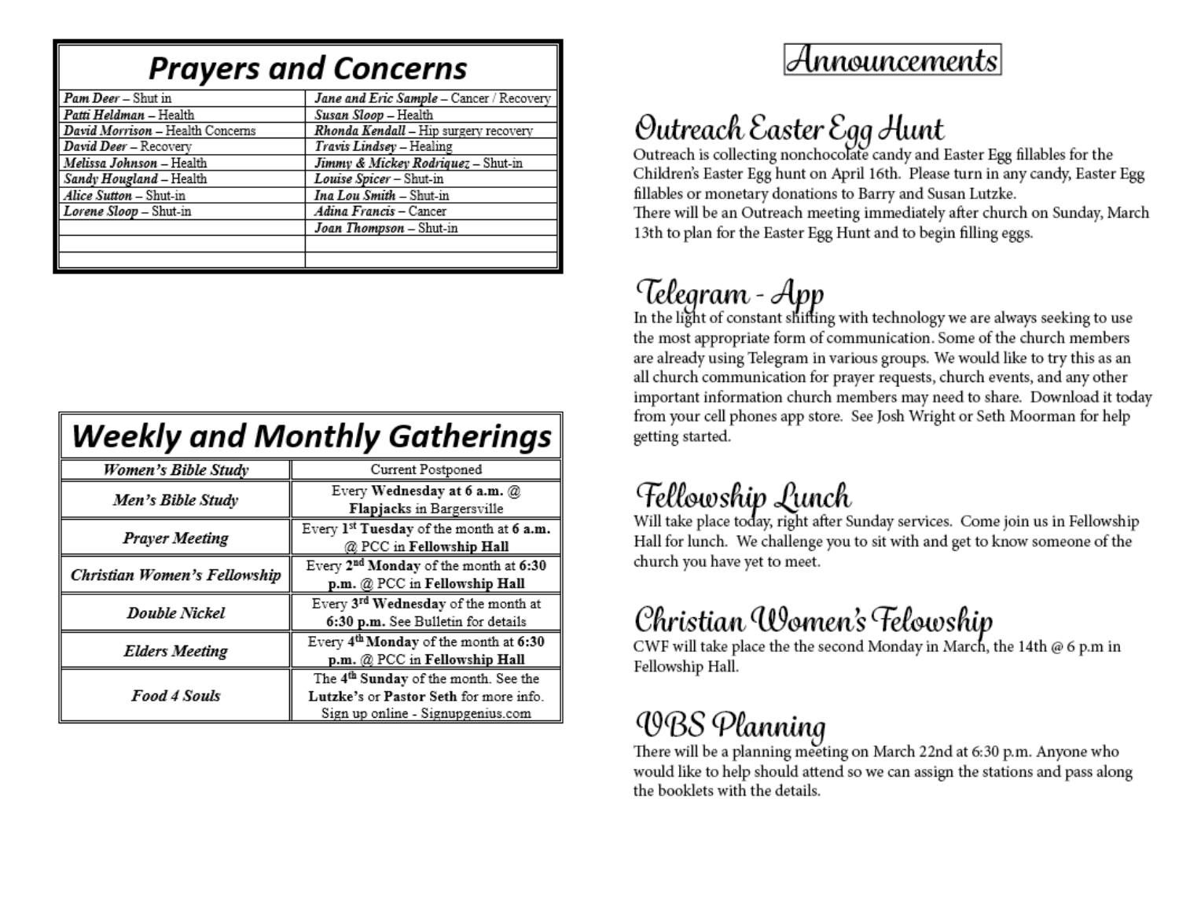# Prayers and Concerns

| | |
|---|---|
| ***Pam Deer*** – Shut in | ***Jane and Eric Sample*** – Cancer / Recovery |
| ***Patti Heldman*** – Health | ***Susan Sloop*** – Health |
| ***David Morrison*** – Health Concerns | ***Rhonda Kendall*** – Hip surgery recovery |
| ***David Deer*** – Recovery | ***Travis Lindsey*** – Healing |
| ***Melissa Johnson*** – Health | ***Jimmy & Mickey Rodriquez*** – Shut-in |
| ***Sandy Hougland*** – Health | ***Louise Spicer*** – Shut-in |
| ***Alice Sutton*** – Shut-in | ***Ina Lou Smith*** – Shut-in |
| ***Lorene Sloop*** – Shut-in | ***Adina Francis*** – Cancer |
| | ***Joan Thompson*** – Shut-in |
| | |
| | |

# Weekly and Monthly Gatherings

| | |
|---|---|
| ***Women's Bible Study*** | Current Postponed |
| ***Men's Bible Study*** | Every **Wednesday at 6 a.m.** @ **Flapjacks** in Bargersville |
| ***Prayer Meeting*** | Every **1st Tuesday** of the month at **6 a.m.** @ PCC in **Fellowship Hall** |
| ***Christian Women's Fellowship*** | Every **2nd Monday** of the month at **6:30 p.m.** @ PCC in **Fellowship Hall** |
| ***Double Nickel*** | Every **3rd Wednesday** of the month at **6:30 p.m.** See Bulletin for details |
| ***Elders Meeting*** | Every **4th Monday** of the month at **6:30 p.m.** @ PCC in **Fellowship Hall** |
| ***Food 4 Souls*** | The **4th Sunday** of the month. See the **Lutzke's** or **Pastor Seth** for more info. Sign up online - Signupgenius.com |

# Announcements

## Outreach Easter Egg Hunt

Outreach is collecting nonchocolate candy and Easter Egg fillables for the Children's Easter Egg hunt on April 16th. Please turn in any candy, Easter Egg fillables or monetary donations to Barry and Susan Lutzke.
There will be an Outreach meeting immediately after church on Sunday, March 13th to plan for the Easter Egg Hunt and to begin filling eggs.

## Telegram - App

In the light of constant shifting with technology we are always seeking to use the most appropriate form of communication. Some of the church members are already using Telegram in various groups. We would like to try this as an all church communication for prayer requests, church events, and any other important information church members may need to share. Download it today from your cell phones app store. See Josh Wright or Seth Moorman for help getting started.

## Fellowship Lunch

Will take place today, right after Sunday services. Come join us in Fellowship Hall for lunch. We challenge you to sit with and get to know someone of the church you have yet to meet.

## Christian Women's Felowship

CWF will take place the the second Monday in March, the 14th @ 6 p.m in Fellowship Hall.

## VBS Planning

There will be a planning meeting on March 22nd at 6:30 p.m. Anyone who would like to help should attend so we can assign the stations and pass along the booklets with the details.